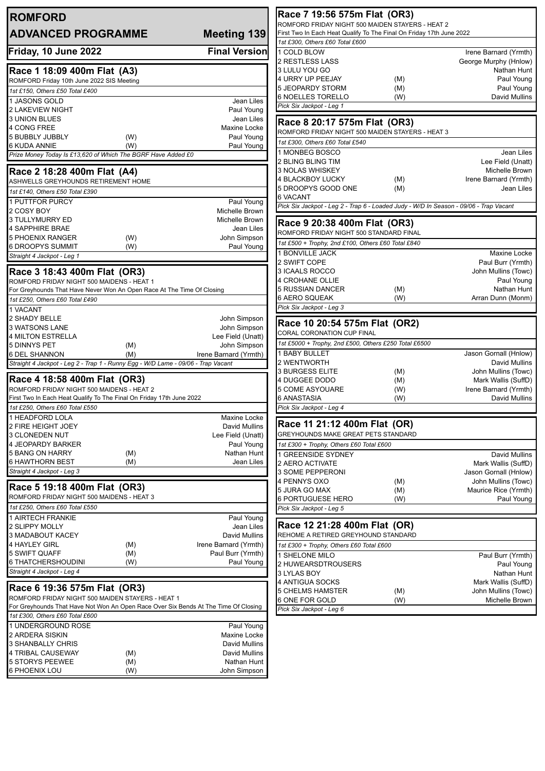# ROMFORD

## ADVANCED PROGRAMME — Meeting 139

**Friday, 10 June 2022** — **Final Version**

### Race 1 18:09 400m Flat (A3)

ROMFORD Friday 10th June 2022 SIS Meeting

*1st £150, Others £50 Total £400*

| Trap | Greyhound | Seed | Trainer |
|---|---|---|---|
| 1 | JASONS GOLD | | Jean Liles |
| 2 | LAKEVIEW NIGHT | | Paul Young |
| 3 | UNION BLUES | | Jean Liles |
| 4 | CONG FREE | | Maxine Locke |
| 5 | BUBBLY JUBBLY | (W) | Paul Young |
| 6 | KUDA ANNIE | (W) | Paul Young |

*Prize Money Today Is £13,620 of Which The BGRF Have Added £0*

### Race 2 18:28 400m Flat (A4)

ASHWELLS GREYHOUNDS RETIREMENT HOME

*1st £140, Others £50 Total £390*

| Trap | Greyhound | Seed | Trainer |
|---|---|---|---|
| 1 | PUTTFOR PURCY | | Paul Young |
| 2 | COSY BOY | | Michelle Brown |
| 3 | TULLYMURRY ED | | Michelle Brown |
| 4 | SAPPHIRE BRAE | | Jean Liles |
| 5 | PHOENIX RANGER | (W) | John Simpson |
| 6 | DROOPYS SUMMIT | (W) | Paul Young |

*Straight 4 Jackpot - Leg 1*

### Race 3 18:43 400m Flat (OR3)

ROMFORD FRIDAY NIGHT 500 MAIDENS - HEAT 1

For Greyhounds That Have Never Won An Open Race At The Time Of Closing

*1st £250, Others £60 Total £490*

| Trap | Greyhound | Seed | Trainer |
|---|---|---|---|
| 1 | VACANT | | |
| 2 | SHADY BELLE | | John Simpson |
| 3 | WATSONS LANE | | John Simpson |
| 4 | MILTON ESTRELLA | | Lee Field (Unatt) |
| 5 | DINNYS PET | (M) | John Simpson |
| 6 | DEL SHANNON | (M) | Irene Barnard (Yrmth) |

*Straight 4 Jackpot - Leg 2 - Trap 1 - Runny Egg - W/D Lame - 09/06 - Trap Vacant*

### Race 4 18:58 400m Flat (OR3)

ROMFORD FRIDAY NIGHT 500 MAIDENS - HEAT 2

First Two In Each Heat Qualify To The Final On Friday 17th June 2022

*1st £250, Others £60 Total £550*

| Trap | Greyhound | Seed | Trainer |
|---|---|---|---|
| 1 | HEADFORD LOLA | | Maxine Locke |
| 2 | FIRE HEIGHT JOEY | | David Mullins |
| 3 | CLONEDEN NUT | | Lee Field (Unatt) |
| 4 | JEOPARDY BARKER | | Paul Young |
| 5 | BANG ON HARRY | (M) | Nathan Hunt |
| 6 | HAWTHORN BEST | (M) | Jean Liles |

*Straight 4 Jackpot - Leg 3*

### Race 5 19:18 400m Flat (OR3)

ROMFORD FRIDAY NIGHT 500 MAIDENS - HEAT 3

*1st £250, Others £60 Total £550*

| Trap | Greyhound | Seed | Trainer |
|---|---|---|---|
| 1 | AIRTECH FRANKIE | | Paul Young |
| 2 | SLIPPY MOLLY | | Jean Liles |
| 3 | MADABOUT KACEY | | David Mullins |
| 4 | HAYLEY GIRL | (M) | Irene Barnard (Yrmth) |
| 5 | SWIFT QUAFF | (M) | Paul Burr (Yrmth) |
| 6 | THATCHERSHOUDINI | (W) | Paul Young |

*Straight 4 Jackpot - Leg 4*

### Race 6 19:36 575m Flat (OR3)

ROMFORD FRIDAY NIGHT 500 MAIDEN STAYERS - HEAT 1

For Greyhounds That Have Not Won An Open Race Over Six Bends At The Time Of Closing

*1st £300, Others £60 Total £600*

| Trap | Greyhound | Seed | Trainer |
|---|---|---|---|
| 1 | UNDERGROUND ROSE | | Paul Young |
| 2 | ARDERA SISKIN | | Maxine Locke |
| 3 | SHANBALLY CHRIS | | David Mullins |
| 4 | TRIBAL CAUSEWAY | (M) | David Mullins |
| 5 | STORYS PEEWEE | (M) | Nathan Hunt |
| 6 | PHOENIX LOU | (W) | John Simpson |

### Race 7 19:56 575m Flat (OR3)

ROMFORD FRIDAY NIGHT 500 MAIDEN STAYERS - HEAT 2

First Two In Each Heat Qualify To The Final On Friday 17th June 2022

*1st £300, Others £60 Total £600*

| Trap | Greyhound | Seed | Trainer |
|---|---|---|---|
| 1 | COLD BLOW | | Irene Barnard (Yrmth) |
| 2 | RESTLESS LASS | | George Murphy (Hnlow) |
| 3 | LULU YOU GO | | Nathan Hunt |
| 4 | URRY UP PEEJAY | (M) | Paul Young |
| 5 | JEOPARDY STORM | (M) | Paul Young |
| 6 | NOELLES TORELLO | (W) | David Mullins |

*Pick Six Jackpot - Leg 1*

### Race 8 20:17 575m Flat (OR3)

ROMFORD FRIDAY NIGHT 500 MAIDEN STAYERS - HEAT 3

*1st £300, Others £60 Total £540*

| Trap | Greyhound | Seed | Trainer |
|---|---|---|---|
| 1 | MONBEG BOSCO | | Jean Liles |
| 2 | BLING BLING TIM | | Lee Field (Unatt) |
| 3 | NOLAS WHISKEY | | Michelle Brown |
| 4 | BLACKBOY LUCKY | (M) | Irene Barnard (Yrmth) |
| 5 | DROOPYS GOOD ONE | (M) | Jean Liles |
| 6 | VACANT | | |

*Pick Six Jackpot - Leg 2 - Trap 6 - Loaded Judy - W/D In Season - 09/06 - Trap Vacant*

### Race 9 20:38 400m Flat (OR3)

ROMFORD FRIDAY NIGHT 500 STANDARD FINAL

*1st £500 + Trophy, 2nd £100, Others £60 Total £840*

| Trap | Greyhound | Seed | Trainer |
|---|---|---|---|
| 1 | BONVILLE JACK | | Maxine Locke |
| 2 | SWIFT COPE | | Paul Burr (Yrmth) |
| 3 | ICAALS ROCCO | | John Mullins (Towc) |
| 4 | CROHANE OLLIE | | Paul Young |
| 5 | RUSSIAN DANCER | (M) | Nathan Hunt |
| 6 | AERO SQUEAK | (W) | Arran Dunn (Monm) |

*Pick Six Jackpot - Leg 3*

### Race 10 20:54 575m Flat (OR2)

CORAL CORONATION CUP FINAL

*1st £5000 + Trophy, 2nd £500, Others £250 Total £6500*

| Trap | Greyhound | Seed | Trainer |
|---|---|---|---|
| 1 | BABY BULLET | | Jason Gornall (Hnlow) |
| 2 | WENTWORTH | | David Mullins |
| 3 | BURGESS ELITE | (M) | John Mullins (Towc) |
| 4 | DUGGEE DODO | (M) | Mark Wallis (SuffD) |
| 5 | COME ASYOUARE | (W) | Irene Barnard (Yrmth) |
| 6 | ANASTASIA | (W) | David Mullins |

*Pick Six Jackpot - Leg 4*

### Race 11 21:12 400m Flat (OR)

GREYHOUNDS MAKE GREAT PETS STANDARD

*1st £300 + Trophy, Others £60 Total £600*

| Trap | Greyhound | Seed | Trainer |
|---|---|---|---|
| 1 | GREENSIDE SYDNEY | | David Mullins |
| 2 | AERO ACTIVATE | | Mark Wallis (SuffD) |
| 3 | SOME PEPPERONI | | Jason Gornall (Hnlow) |
| 4 | PENNYS OXO | (M) | John Mullins (Towc) |
| 5 | JURA GO MAX | (M) | Maurice Rice (Yrmth) |
| 6 | PORTUGUESE HERO | (W) | Paul Young |

*Pick Six Jackpot - Leg 5*

### Race 12 21:28 400m Flat (OR)

REHOME A RETIRED GREYHOUND STANDARD

*1st £300 + Trophy, Others £60 Total £600*

| Trap | Greyhound | Seed | Trainer |
|---|---|---|---|
| 1 | SHELONE MILO | | Paul Burr (Yrmth) |
| 2 | HUWEARSDTROUSERS | | Paul Young |
| 3 | LYLAS BOY | | Nathan Hunt |
| 4 | ANTIGUA SOCKS | | Mark Wallis (SuffD) |
| 5 | CHELMS HAMSTER | (M) | John Mullins (Towc) |
| 6 | ONE FOR GOLD | (W) | Michelle Brown |

*Pick Six Jackpot - Leg 6*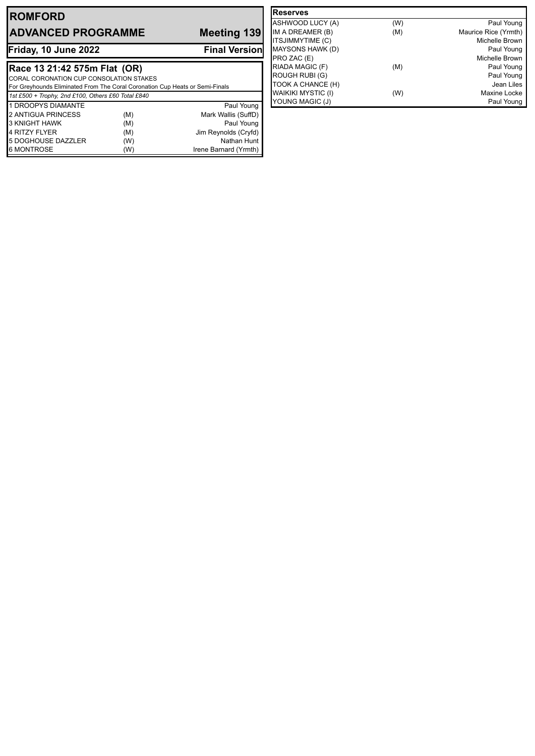# ROMFORD

## ADVANCED PROGRAMME — Meeting 139

**Friday, 10 June 2022** — **Final Version**

### Race 13 21:42 575m Flat (OR)

CORAL CORONATION CUP CONSOLATION STAKES

For Greyhounds Eliminated From The Coral Coronation Cup Heats or Semi-Finals

*1st £500 + Trophy, 2nd £100, Others £60 Total £840*

| | | |
|---|---|---|
| 1 DROOPYS DIAMANTE | | Paul Young |
| 2 ANTIGUA PRINCESS | (M) | Mark Wallis (SuffD) |
| 3 KNIGHT HAWK | (M) | Paul Young |
| 4 RITZY FLYER | (M) | Jim Reynolds (Cryfd) |
| 5 DOGHOUSE DAZZLER | (W) | Nathan Hunt |
| 6 MONTROSE | (W) | Irene Barnard (Yrmth) |

### Reserves

| | | |
|---|---|---|
| ASHWOOD LUCY (A) | (W) | Paul Young |
| IM A DREAMER (B) | (M) | Maurice Rice (Yrmth) |
| ITSJIMMYTIME (C) | | Michelle Brown |
| MAYSONS HAWK (D) | | Paul Young |
| PRO ZAC (E) | | Michelle Brown |
| RIADA MAGIC (F) | (M) | Paul Young |
| ROUGH RUBI (G) | | Paul Young |
| TOOK A CHANCE (H) | | Jean Liles |
| WAIKIKI MYSTIC (I) | (W) | Maxine Locke |
| YOUNG MAGIC (J) | | Paul Young |